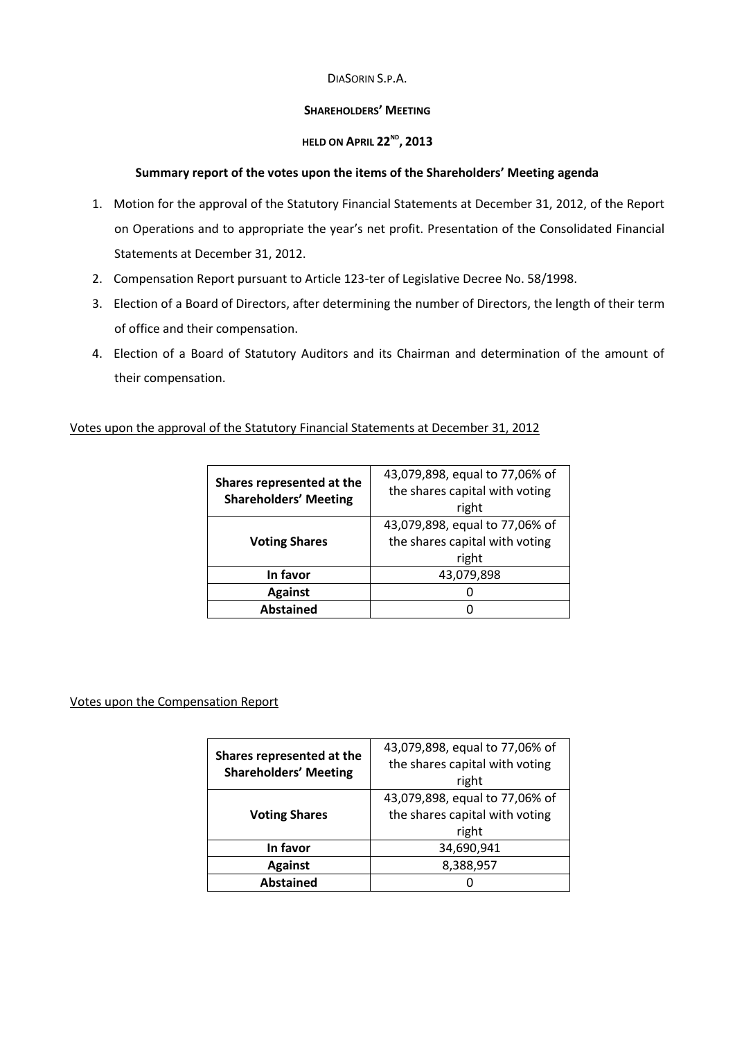DiaSorin S.p.A.

**Shareholders' Meeting**

**held on April 22nd, 2013**

**Summary report of the votes upon the items of the Shareholders' Meeting agenda**

1. Motion for the approval of the Statutory Financial Statements at December 31, 2012, of the Report on Operations and to appropriate the year's net profit. Presentation of the Consolidated Financial Statements at December 31, 2012.
2. Compensation Report pursuant to Article 123-ter of Legislative Decree No. 58/1998.
3. Election of a Board of Directors, after determining the number of Directors, the length of their term of office and their compensation.
4. Election of a Board of Statutory Auditors and its Chairman and determination of the amount of their compensation.

Votes upon the approval of the Statutory Financial Statements at December 31, 2012

| **Shares represented at the Shareholders' Meeting** | 43,079,898, equal to 77,06% of the shares capital with voting right |
|---|---|
| **Voting Shares** | 43,079,898, equal to 77,06% of the shares capital with voting right |
| **In favor** | 43,079,898 |
| **Against** | 0 |
| **Abstained** | 0 |

Votes upon the Compensation Report

| **Shares represented at the Shareholders' Meeting** | 43,079,898, equal to 77,06% of the shares capital with voting right |
|---|---|
| **Voting Shares** | 43,079,898, equal to 77,06% of the shares capital with voting right |
| **In favor** | 34,690,941 |
| **Against** | 8,388,957 |
| **Abstained** | 0 |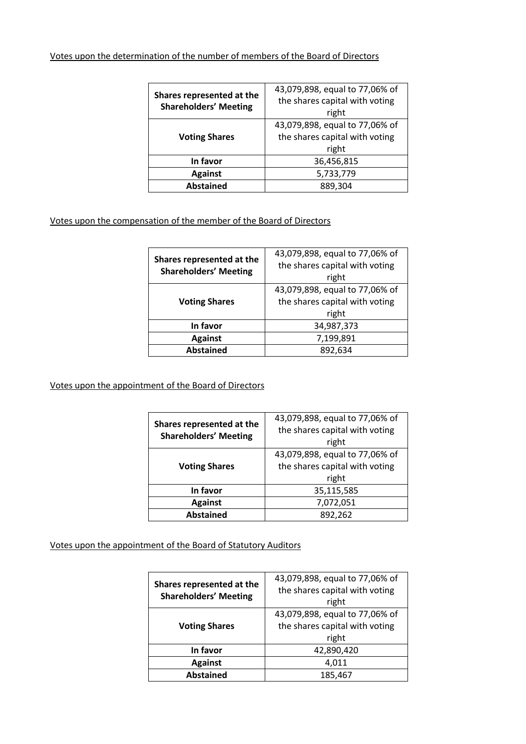Votes upon the determination of the number of members of the Board of Directors

| Shares represented at the Shareholders' Meeting | 43,079,898, equal to 77,06% of the shares capital with voting right |
|---|---|
| Voting Shares | 43,079,898, equal to 77,06% of the shares capital with voting right |
| In favor | 36,456,815 |
| Against | 5,733,779 |
| Abstained | 889,304 |

Votes upon the compensation of the member of the Board of Directors

| Shares represented at the Shareholders' Meeting | 43,079,898, equal to 77,06% of the shares capital with voting right |
|---|---|
| Voting Shares | 43,079,898, equal to 77,06% of the shares capital with voting right |
| In favor | 34,987,373 |
| Against | 7,199,891 |
| Abstained | 892,634 |

Votes upon the appointment of the Board of Directors

| Shares represented at the Shareholders' Meeting | 43,079,898, equal to 77,06% of the shares capital with voting right |
|---|---|
| Voting Shares | 43,079,898, equal to 77,06% of the shares capital with voting right |
| In favor | 35,115,585 |
| Against | 7,072,051 |
| Abstained | 892,262 |

Votes upon the appointment of the Board of Statutory Auditors

| Shares represented at the Shareholders' Meeting | 43,079,898, equal to 77,06% of the shares capital with voting right |
|---|---|
| Voting Shares | 43,079,898, equal to 77,06% of the shares capital with voting right |
| In favor | 42,890,420 |
| Against | 4,011 |
| Abstained | 185,467 |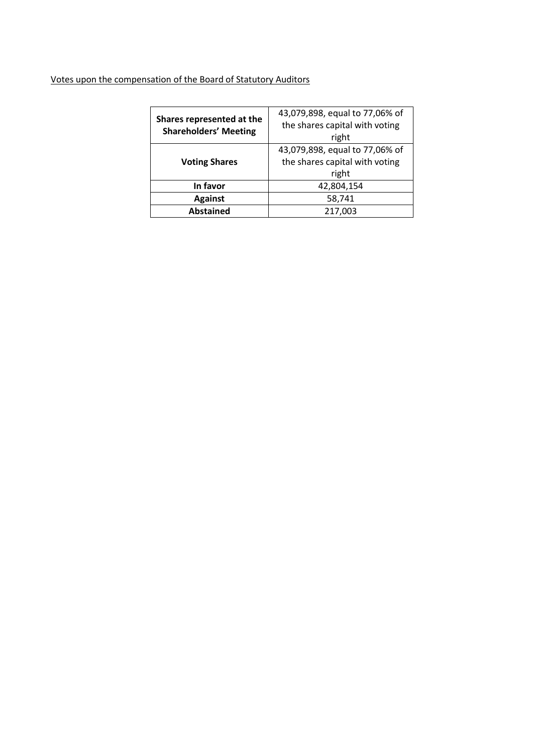Votes upon the compensation of the Board of Statutory Auditors

| | |
|---|---|
| **Shares represented at the Shareholders' Meeting** | 43,079,898, equal to 77,06% of the shares capital with voting right |
| **Voting Shares** | 43,079,898, equal to 77,06% of the shares capital with voting right |
| **In favor** | 42,804,154 |
| **Against** | 58,741 |
| **Abstained** | 217,003 |